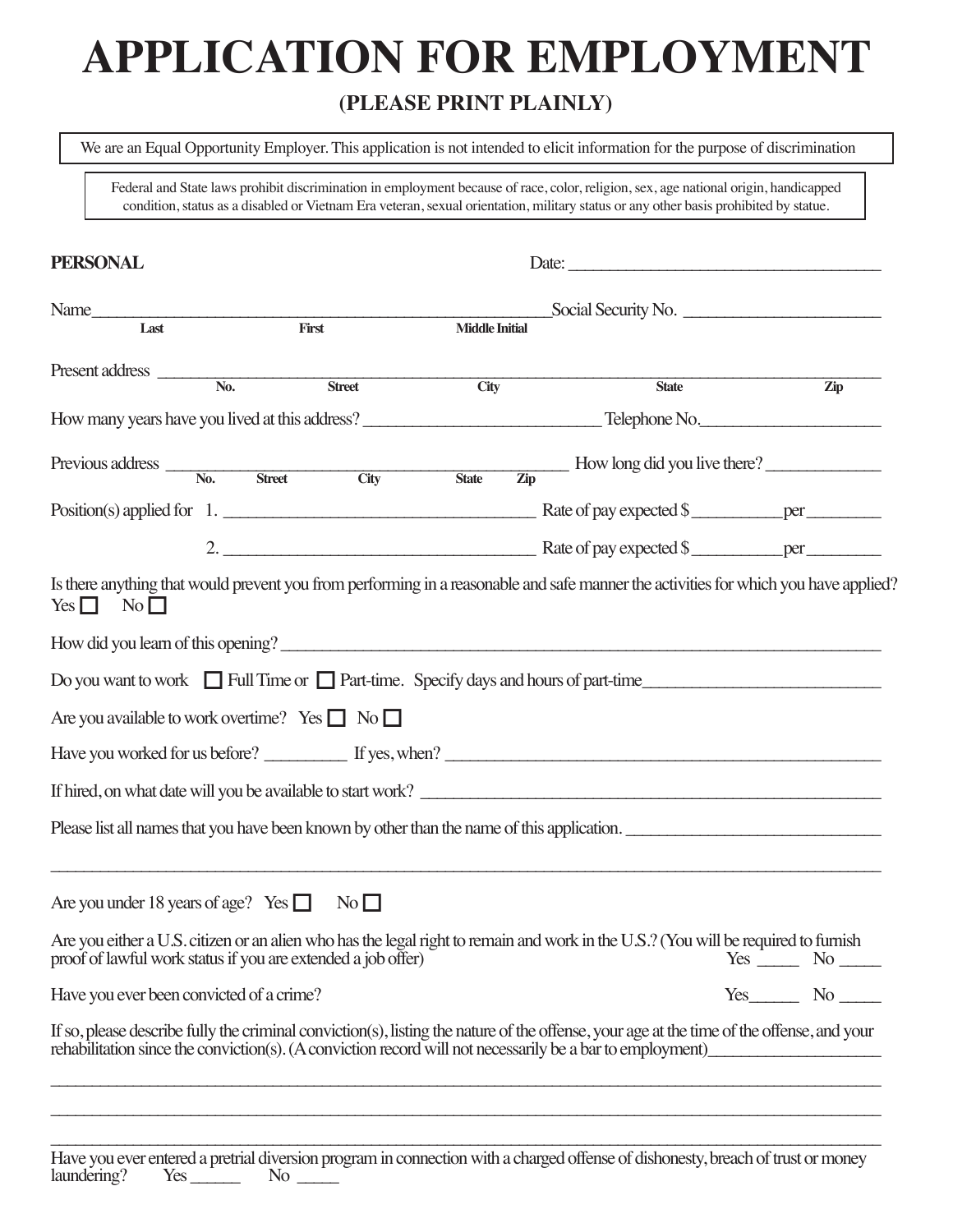# APPLICATION FOR EMPLOYMENT

**(PLEASE PRINT PLAINLY)**

We are an Equal Opportunity Employer. This application is not intended to elicit information for the purpose of discrimination

Federal and State laws prohibit discrimination in employment because of race, color, religion, sex, age national origin, handicapped condition, status as a disabled or Vietnam Era veteran, sexual orientation, military status or any other basis prohibited by statue.

**PERSONAL** Date: ______________________________

Name_____________________________________________ Social Security No. ____________________
Last First Middle Initial

Present address ______________________________________________________________________
No. Street City State Zip

How many years have you lived at this address? _______________________ Telephone No.__________________

Previous address ________________________________________ How long did you live there? ___________
No. Street City State Zip

Position(s) applied for 1. ______________________________ Rate of pay expected $_________per________

2. ______________________________ Rate of pay expected $_________per________

Is there anything that would prevent you from performing in a reasonable and safe manner the activities for which you have applied?
Yes ☐ No ☐

How did you learn of this opening? ____________________________________________________________

Do you want to work ☐ Full Time or ☐ Part-time. Specify days and hours of part-time________________________

Are you available to work overtime? Yes ☐ No ☐

Have you worked for us before? _________ If yes, when? ________________________________________

If hired, on what date will you be available to start work? __________________________________________

Please list all names that you have been known by other than the name of this application. ______________________

______________________________________________________________________________________

Are you under 18 years of age? Yes ☐ No ☐

Are you either a U.S. citizen or an alien who has the legal right to remain and work in the U.S.? (You will be required to furnish proof of lawful work status if you are extended a job offer) Yes _____ No _____

Have you ever been convicted of a crime? Yes______ No _____

If so, please describe fully the criminal conviction(s), listing the nature of the offense, your age at the time of the offense, and your rehabilitation since the conviction(s). (A conviction record will not necessarily be a bar to employment)__________________

______________________________________________________________________________________

______________________________________________________________________________________

______________________________________________________________________________________

Have you ever entered a pretrial diversion program in connection with a charged offense of dishonesty, breach of trust or money laundering? Yes ______ No _____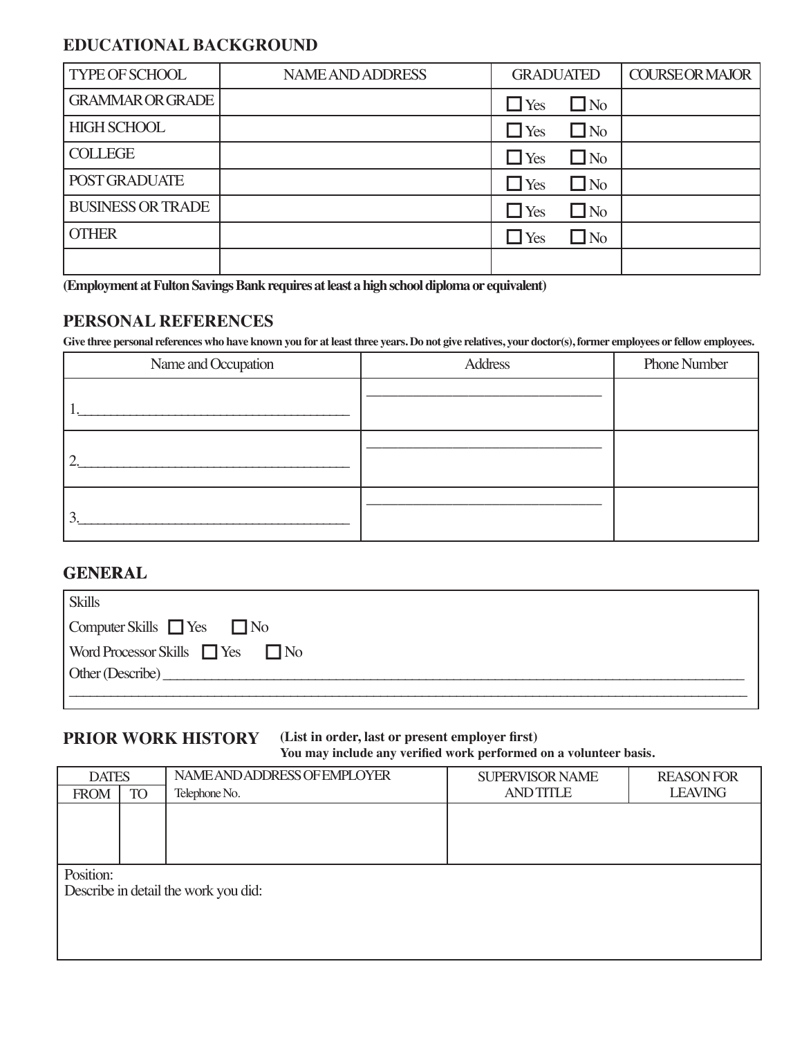## EDUCATIONAL BACKGROUND

| TYPE OF SCHOOL | NAME AND ADDRESS | GRADUATED | COURSE OR MAJOR |
|---|---|---|---|
| GRAMMAR OR GRADE | | ☐ Yes ☐ No | |
| HIGH SCHOOL | | ☐ Yes ☐ No | |
| COLLEGE | | ☐ Yes ☐ No | |
| POST GRADUATE | | ☐ Yes ☐ No | |
| BUSINESS OR TRADE | | ☐ Yes ☐ No | |
| OTHER | | ☐ Yes ☐ No | |
| | | | |

**(Employment at Fulton Savings Bank requires at least a high school diploma or equivalent)**

## PERSONAL REFERENCES

**Give three personal references who have known you for at least three years. Do not give relatives, your doctor(s), former employees or fellow employees.**

| Name and Occupation | Address | Phone Number |
|---|---|---|
| 1.______________________________ | ______________________________ | |
| 2.______________________________ | ______________________________ | |
| 3.______________________________ | ______________________________ | |

## GENERAL

Skills

Computer Skills ☐ Yes ☐ No

Word Processor Skills ☐ Yes ☐ No

Other (Describe) ____________________________________________________________

______________________________________________________________________________

## PRIOR WORK HISTORY

**(List in order, last or present employer first)**
**You may include any verified work performed on a volunteer basis.**

| DATES | | NAME AND ADDRESS OF EMPLOYER | SUPERVISOR NAME AND TITLE | REASON FOR LEAVING |
|---|---|---|---|---|
| FROM | TO | Telephone No. | | |
| | | | | |

Position:
Describe in detail the work you did: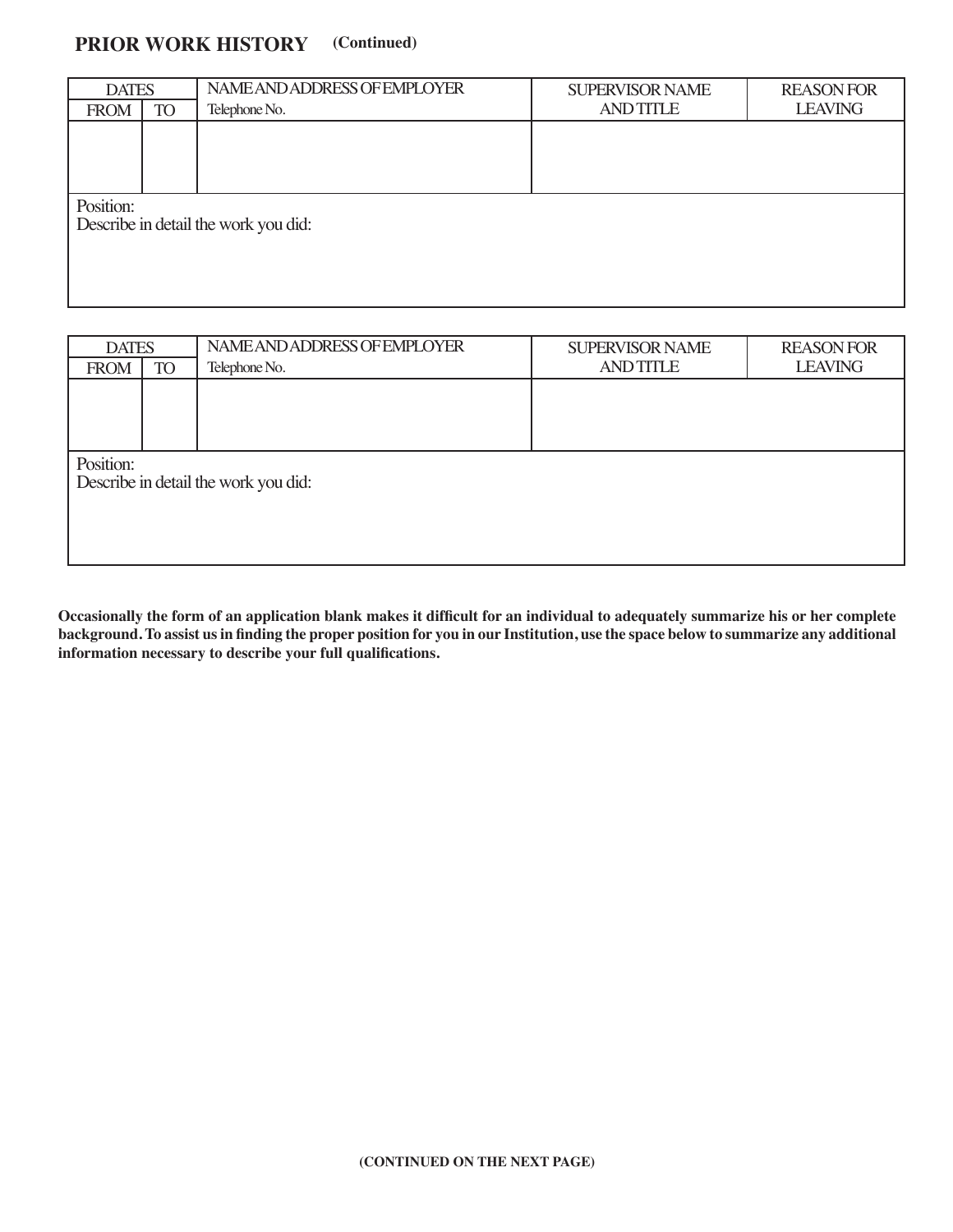## PRIOR WORK HISTORY (Continued)

| DATES | | NAME AND ADDRESS OF EMPLOYER | SUPERVISOR NAME AND TITLE | REASON FOR LEAVING |
|---|---|---|---|---|
| FROM | TO | Telephone No. | | |
| | | | | |

Position:
Describe in detail the work you did:

| DATES | | NAME AND ADDRESS OF EMPLOYER | SUPERVISOR NAME AND TITLE | REASON FOR LEAVING |
|---|---|---|---|---|
| FROM | TO | Telephone No. | | |
| | | | | |

Position:
Describe in detail the work you did:

**Occasionally the form of an application blank makes it difficult for an individual to adequately summarize his or her complete background. To assist us in finding the proper position for you in our Institution, use the space below to summarize any additional information necessary to describe your full qualifications.**

**(CONTINUED ON THE NEXT PAGE)**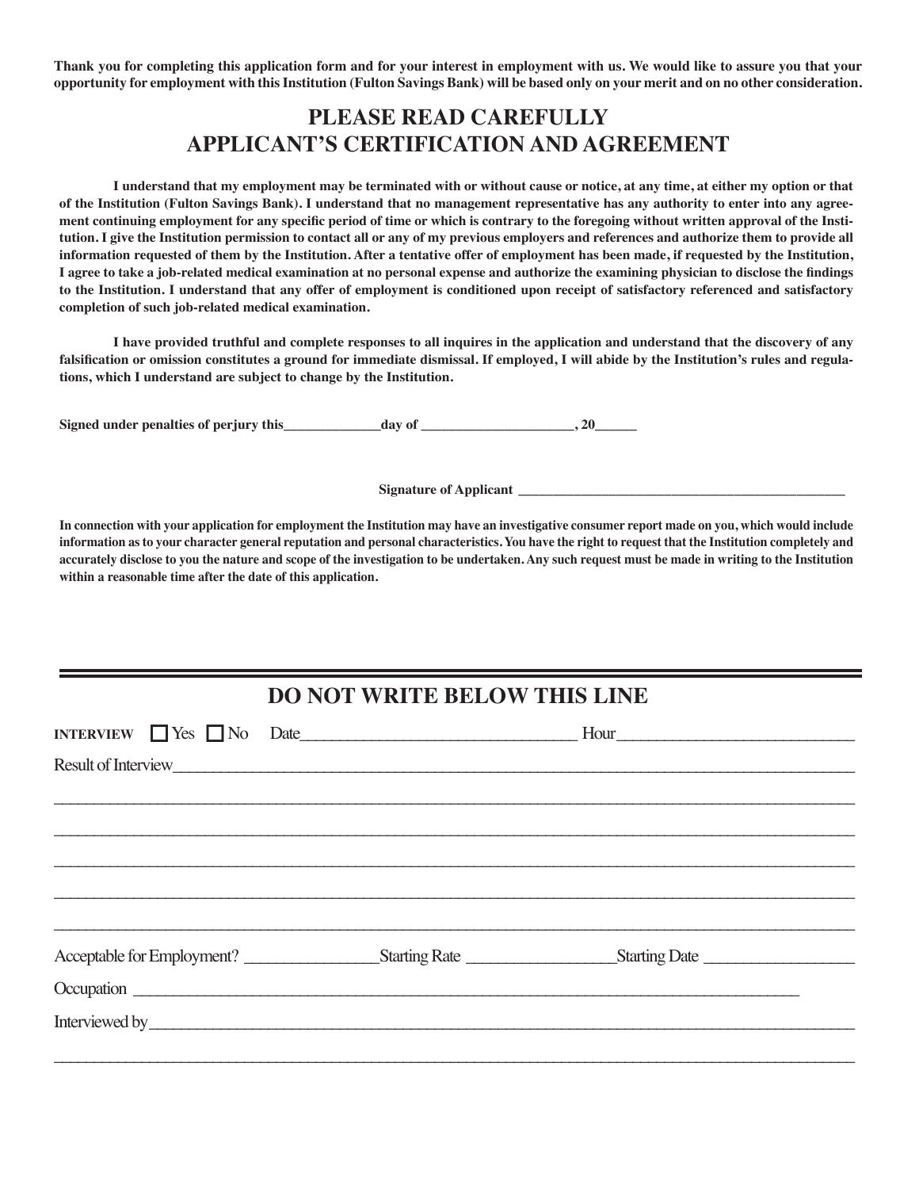**Thank you for completing this application form and for your interest in employment with us. We would like to assure you that your opportunity for employment with this Institution (Fulton Savings Bank) will be based only on your merit and on no other consideration.**

# PLEASE READ CAREFULLY
# APPLICANT'S CERTIFICATION AND AGREEMENT

**I understand that my employment may be terminated with or without cause or notice, at any time, at either my option or that of the Institution (Fulton Savings Bank). I understand that no management representative has any authority to enter into any agreement continuing employment for any specific period of time or which is contrary to the foregoing without written approval of the Institution. I give the Institution permission to contact all or any of my previous employers and references and authorize them to provide all information requested of them by the Institution. After a tentative offer of employment has been made, if requested by the Institution, I agree to take a job-related medical examination at no personal expense and authorize the examining physician to disclose the findings to the Institution. I understand that any offer of employment is conditioned upon receipt of satisfactory referenced and satisfactory completion of such job-related medical examination.**

**I have provided truthful and complete responses to all inquires in the application and understand that the discovery of any falsification or omission constitutes a ground for immediate dismissal. If employed, I will abide by the Institution's rules and regulations, which I understand are subject to change by the Institution.**

**Signed under penalties of perjury this_____________day of _____________________, 20______**

**Signature of Applicant _______________________________________________**

**In connection with your application for employment the Institution may have an investigative consumer report made on you, which would include information as to your character general reputation and personal characteristics. You have the right to request that the Institution completely and accurately disclose to you the nature and scope of the investigation to be undertaken. Any such request must be made in writing to the Institution within a reasonable time after the date of this application.**

---

## DO NOT WRITE BELOW THIS LINE

**INTERVIEW** ☐ Yes ☐ No Date___________________________________ Hour______________________________

Result of Interview_____________________________________________________________________________________

_______________________________________________________________________________________________________

_______________________________________________________________________________________________________

_______________________________________________________________________________________________________

_______________________________________________________________________________________________________

_______________________________________________________________________________________________________

Acceptable for Employment? ________________Starting Rate __________________Starting Date __________________

Occupation _________________________________________________________________________________________

Interviewed by_______________________________________________________________________________________

_______________________________________________________________________________________________________